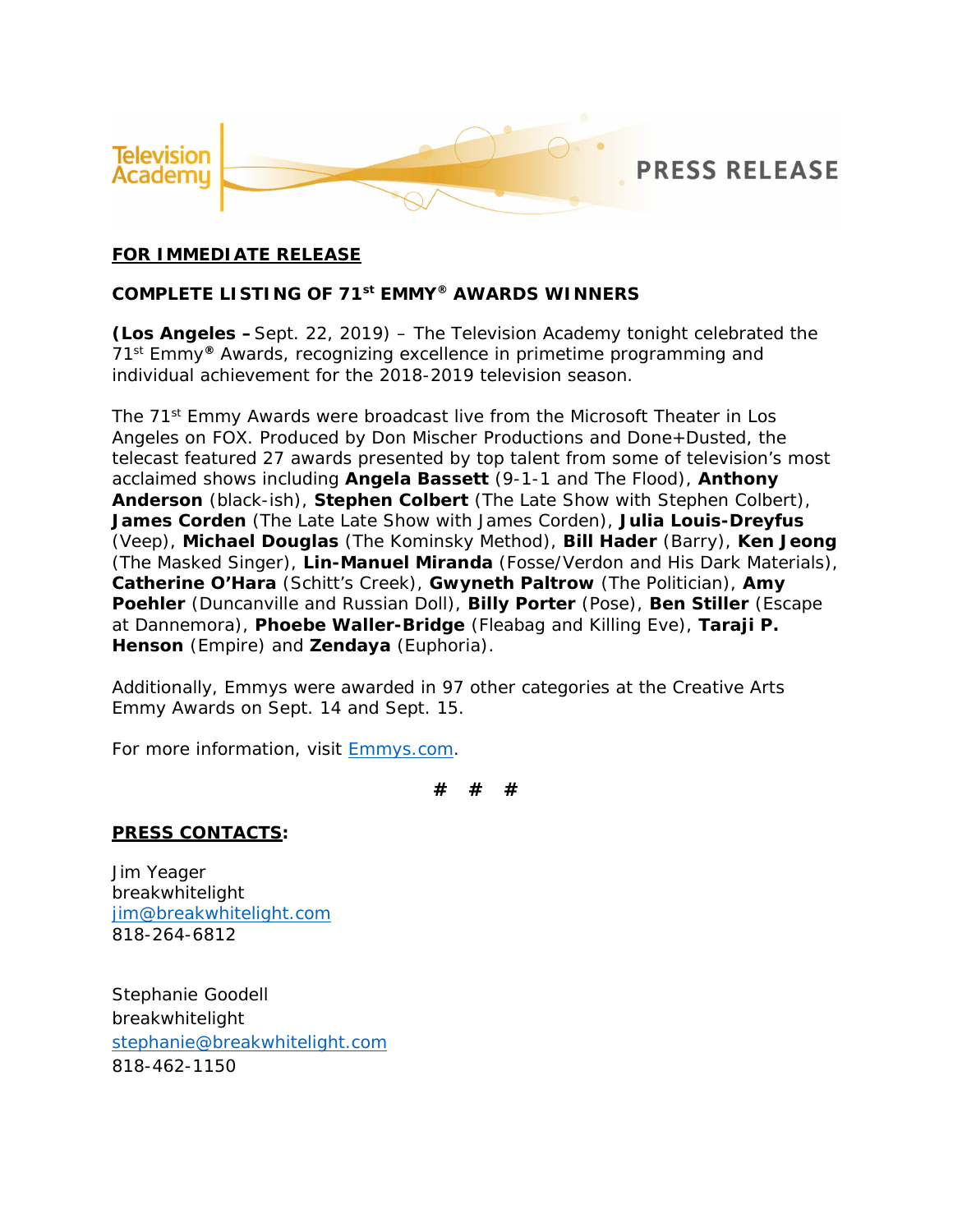Television Academy

PRESS RELEASE

**FOR IMMEDIATE RELEASE**

**COMPLETE LISTING OF 71st EMMY® AWARDS WINNERS**

**(Los Angeles –** Sept. 22, 2019) – The Television Academy tonight celebrated the 71st Emmy® Awards, recognizing excellence in primetime programming and individual achievement for the 2018-2019 television season.

The 71st Emmy Awards were broadcast live from the Microsoft Theater in Los Angeles on FOX. Produced by Don Mischer Productions and Done+Dusted, the telecast featured 27 awards presented by top talent from some of television's most acclaimed shows including **Angela Bassett** (9-1-1 and The Flood), **Anthony Anderson** (black-ish), **Stephen Colbert** (The Late Show with Stephen Colbert), **James Corden** (The Late Late Show with James Corden), **Julia Louis-Dreyfus** (Veep), **Michael Douglas** (The Kominsky Method), **Bill Hader** (Barry), **Ken Jeong** (The Masked Singer), **Lin-Manuel Miranda** (Fosse/Verdon and His Dark Materials), **Catherine O'Hara** (Schitt's Creek), **Gwyneth Paltrow** (The Politician), **Amy Poehler** (Duncanville and Russian Doll), **Billy Porter** (Pose), **Ben Stiller** (Escape at Dannemora), **Phoebe Waller-Bridge** (Fleabag and Killing Eve), **Taraji P. Henson** (Empire) and **Zendaya** (Euphoria).

Additionally, Emmys were awarded in 97 other categories at the Creative Arts Emmy Awards on Sept. 14 and Sept. 15.

For more information, visit Emmys.com.

# # #

**PRESS CONTACTS:**

Jim Yeager
breakwhitelight
jim@breakwhitelight.com
818-264-6812

Stephanie Goodell
breakwhitelight
stephanie@breakwhitelight.com
818-462-1150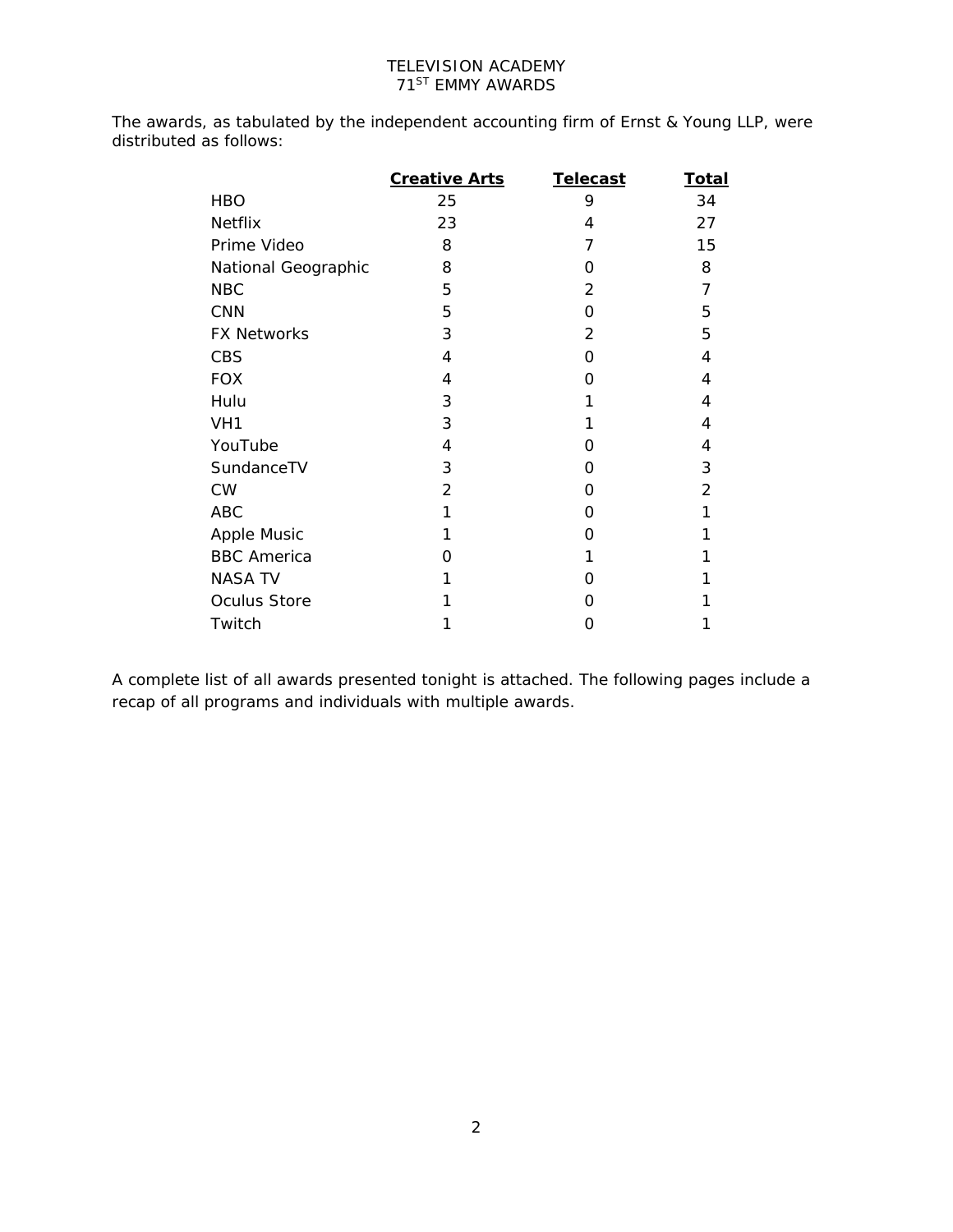TELEVISION ACADEMY
71ST EMMY AWARDS

The awards, as tabulated by the independent accounting firm of Ernst & Young LLP, were distributed as follows:

| | Creative Arts | Telecast | Total |
|---|---|---|---|
| HBO | 25 | 9 | 34 |
| Netflix | 23 | 4 | 27 |
| Prime Video | 8 | 7 | 15 |
| National Geographic | 8 | 0 | 8 |
| NBC | 5 | 2 | 7 |
| CNN | 5 | 0 | 5 |
| FX Networks | 3 | 2 | 5 |
| CBS | 4 | 0 | 4 |
| FOX | 4 | 0 | 4 |
| Hulu | 3 | 1 | 4 |
| VH1 | 3 | 1 | 4 |
| YouTube | 4 | 0 | 4 |
| SundanceTV | 3 | 0 | 3 |
| CW | 2 | 0 | 2 |
| ABC | 1 | 0 | 1 |
| Apple Music | 1 | 0 | 1 |
| BBC America | 0 | 1 | 1 |
| NASA TV | 1 | 0 | 1 |
| Oculus Store | 1 | 0 | 1 |
| Twitch | 1 | 0 | 1 |

A complete list of all awards presented tonight is attached. The following pages include a recap of all programs and individuals with multiple awards.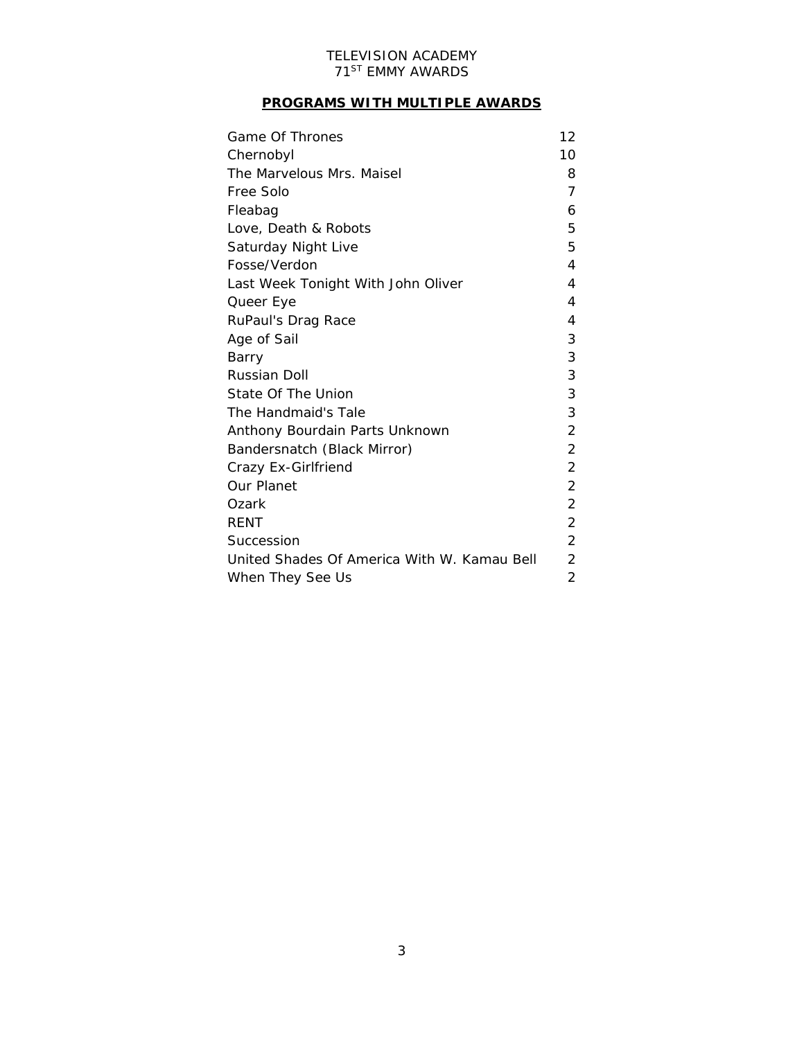TELEVISION ACADEMY
71ST EMMY AWARDS

## PROGRAMS WITH MULTIPLE AWARDS

| Program | Awards |
|---|---|
| Game Of Thrones | 12 |
| Chernobyl | 10 |
| The Marvelous Mrs. Maisel | 8 |
| Free Solo | 7 |
| Fleabag | 6 |
| Love, Death & Robots | 5 |
| Saturday Night Live | 5 |
| Fosse/Verdon | 4 |
| Last Week Tonight With John Oliver | 4 |
| Queer Eye | 4 |
| RuPaul's Drag Race | 4 |
| Age of Sail | 3 |
| Barry | 3 |
| Russian Doll | 3 |
| State Of The Union | 3 |
| The Handmaid's Tale | 3 |
| Anthony Bourdain Parts Unknown | 2 |
| Bandersnatch (Black Mirror) | 2 |
| Crazy Ex-Girlfriend | 2 |
| Our Planet | 2 |
| Ozark | 2 |
| RENT | 2 |
| Succession | 2 |
| United Shades Of America With W. Kamau Bell | 2 |
| When They See Us | 2 |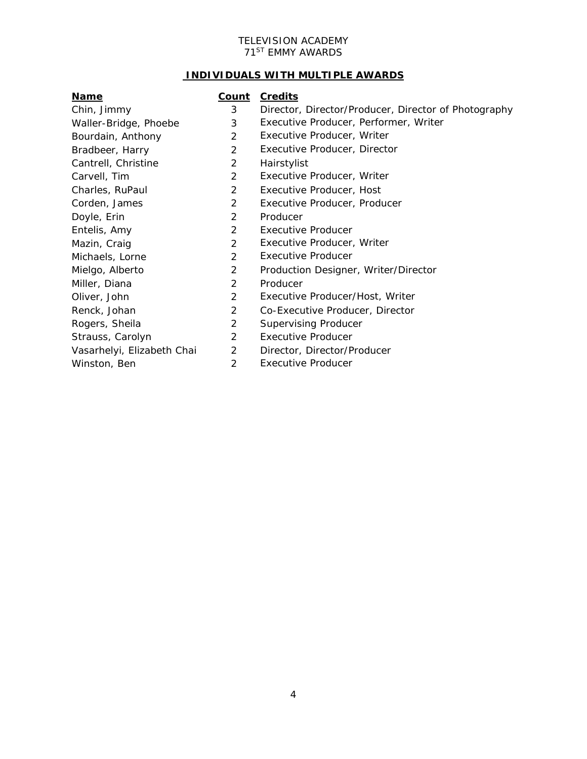TELEVISION ACADEMY
71ST EMMY AWARDS

## INDIVIDUALS WITH MULTIPLE AWARDS

| Name | Count | Credits |
|---|---|---|
| Chin, Jimmy | 3 | Director, Director/Producer, Director of Photography |
| Waller-Bridge, Phoebe | 3 | Executive Producer, Performer, Writer |
| Bourdain, Anthony | 2 | Executive Producer, Writer |
| Bradbeer, Harry | 2 | Executive Producer, Director |
| Cantrell, Christine | 2 | Hairstylist |
| Carvell, Tim | 2 | Executive Producer, Writer |
| Charles, RuPaul | 2 | Executive Producer, Host |
| Corden, James | 2 | Executive Producer, Producer |
| Doyle, Erin | 2 | Producer |
| Entelis, Amy | 2 | Executive Producer |
| Mazin, Craig | 2 | Executive Producer, Writer |
| Michaels, Lorne | 2 | Executive Producer |
| Mielgo, Alberto | 2 | Production Designer, Writer/Director |
| Miller, Diana | 2 | Producer |
| Oliver, John | 2 | Executive Producer/Host, Writer |
| Renck, Johan | 2 | Co-Executive Producer, Director |
| Rogers, Sheila | 2 | Supervising Producer |
| Strauss, Carolyn | 2 | Executive Producer |
| Vasarhelyi, Elizabeth Chai | 2 | Director, Director/Producer |
| Winston, Ben | 2 | Executive Producer |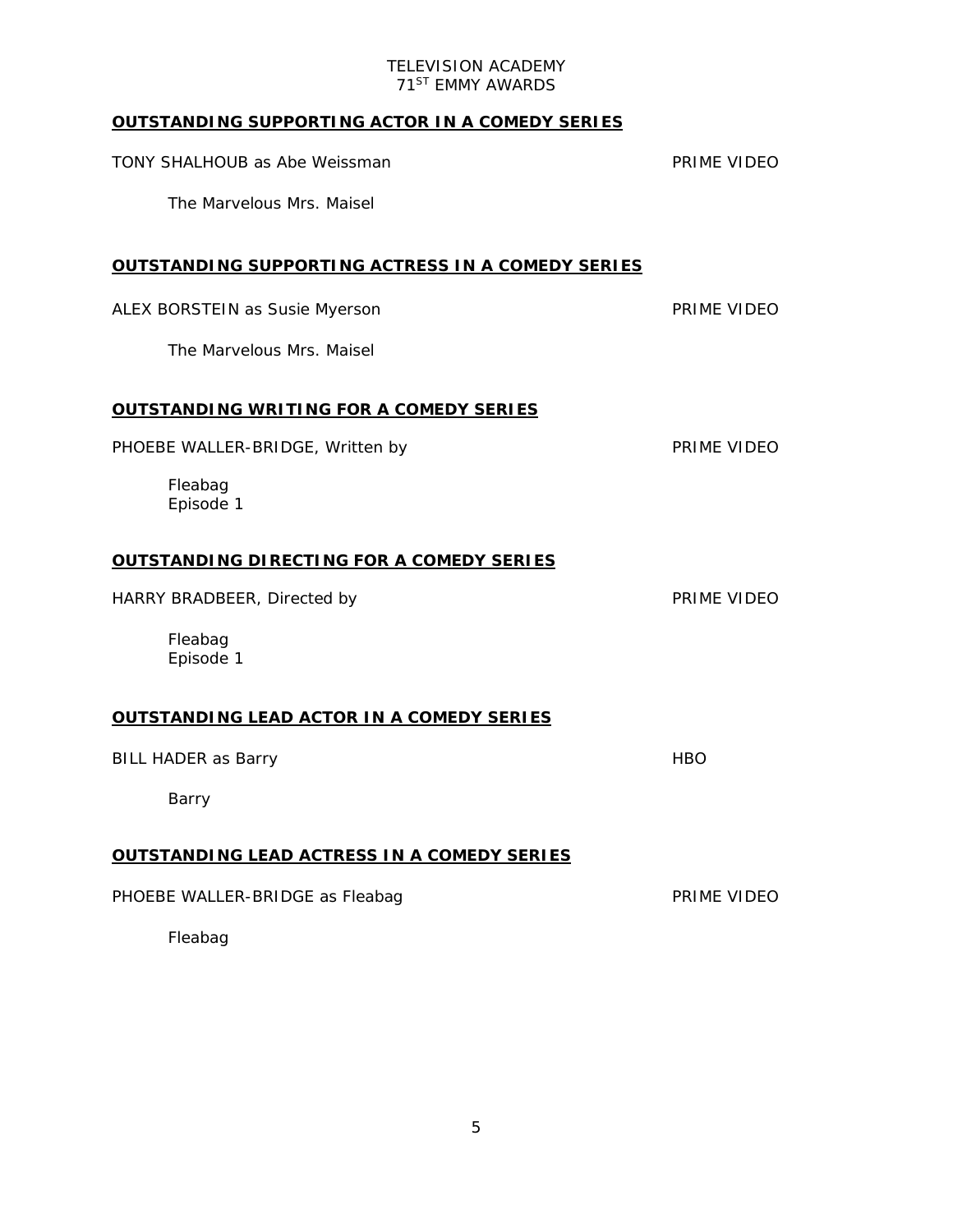TELEVISION ACADEMY
71ST EMMY AWARDS

## OUTSTANDING SUPPORTING ACTOR IN A COMEDY SERIES

TONY SHALHOUB as Abe Weissman PRIME VIDEO

The Marvelous Mrs. Maisel

## OUTSTANDING SUPPORTING ACTRESS IN A COMEDY SERIES

ALEX BORSTEIN as Susie Myerson PRIME VIDEO

The Marvelous Mrs. Maisel

## OUTSTANDING WRITING FOR A COMEDY SERIES

PHOEBE WALLER-BRIDGE, Written by PRIME VIDEO

Fleabag
Episode 1

## OUTSTANDING DIRECTING FOR A COMEDY SERIES

HARRY BRADBEER, Directed by PRIME VIDEO

Fleabag
Episode 1

## OUTSTANDING LEAD ACTOR IN A COMEDY SERIES

BILL HADER as Barry HBO

Barry

## OUTSTANDING LEAD ACTRESS IN A COMEDY SERIES

PHOEBE WALLER-BRIDGE as Fleabag PRIME VIDEO

Fleabag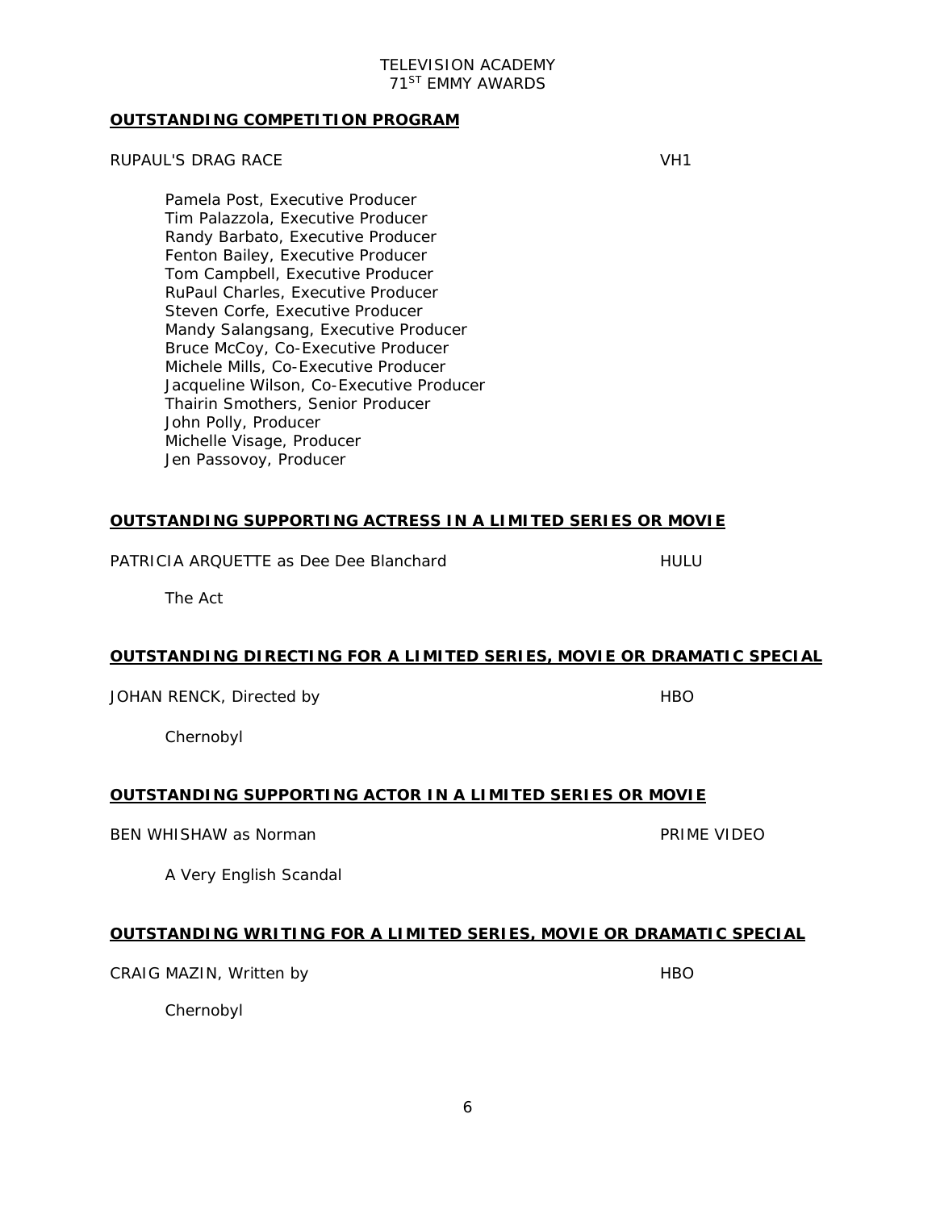## OUTSTANDING COMPETITION PROGRAM

RUPAUL'S DRAG RACE — VH1

Pamela Post, Executive Producer
Tim Palazzola, Executive Producer
Randy Barbato, Executive Producer
Fenton Bailey, Executive Producer
Tom Campbell, Executive Producer
RuPaul Charles, Executive Producer
Steven Corfe, Executive Producer
Mandy Salangsang, Executive Producer
Bruce McCoy, Co-Executive Producer
Michele Mills, Co-Executive Producer
Jacqueline Wilson, Co-Executive Producer
Thairin Smothers, Senior Producer
John Polly, Producer
Michelle Visage, Producer
Jen Passovoy, Producer

## OUTSTANDING SUPPORTING ACTRESS IN A LIMITED SERIES OR MOVIE

PATRICIA ARQUETTE as Dee Dee Blanchard — HULU

The Act

## OUTSTANDING DIRECTING FOR A LIMITED SERIES, MOVIE OR DRAMATIC SPECIAL

JOHAN RENCK, Directed by — HBO

Chernobyl

## OUTSTANDING SUPPORTING ACTOR IN A LIMITED SERIES OR MOVIE

BEN WHISHAW as Norman — PRIME VIDEO

A Very English Scandal

## OUTSTANDING WRITING FOR A LIMITED SERIES, MOVIE OR DRAMATIC SPECIAL

CRAIG MAZIN, Written by — HBO

Chernobyl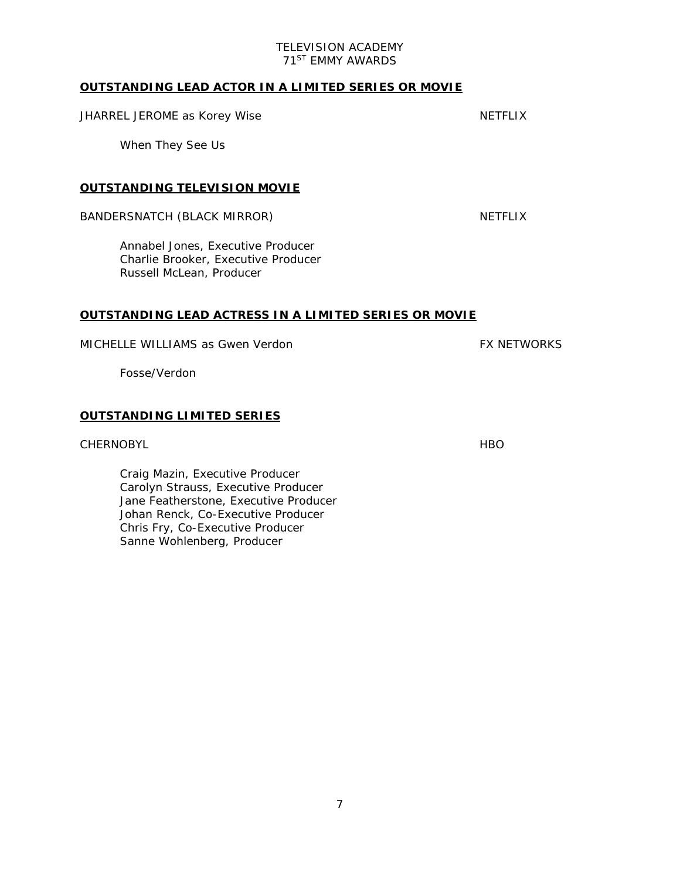**OUTSTANDING LEAD ACTOR IN A LIMITED SERIES OR MOVIE**

JHARREL JEROME as Korey Wise NETFLIX

When They See Us

**OUTSTANDING TELEVISION MOVIE**

BANDERSNATCH (BLACK MIRROR) NETFLIX

Annabel Jones, Executive Producer
Charlie Brooker, Executive Producer
Russell McLean, Producer

**OUTSTANDING LEAD ACTRESS IN A LIMITED SERIES OR MOVIE**

MICHELLE WILLIAMS as Gwen Verdon FX NETWORKS

Fosse/Verdon

**OUTSTANDING LIMITED SERIES**

CHERNOBYL HBO

Craig Mazin, Executive Producer
Carolyn Strauss, Executive Producer
Jane Featherstone, Executive Producer
Johan Renck, Co-Executive Producer
Chris Fry, Co-Executive Producer
Sanne Wohlenberg, Producer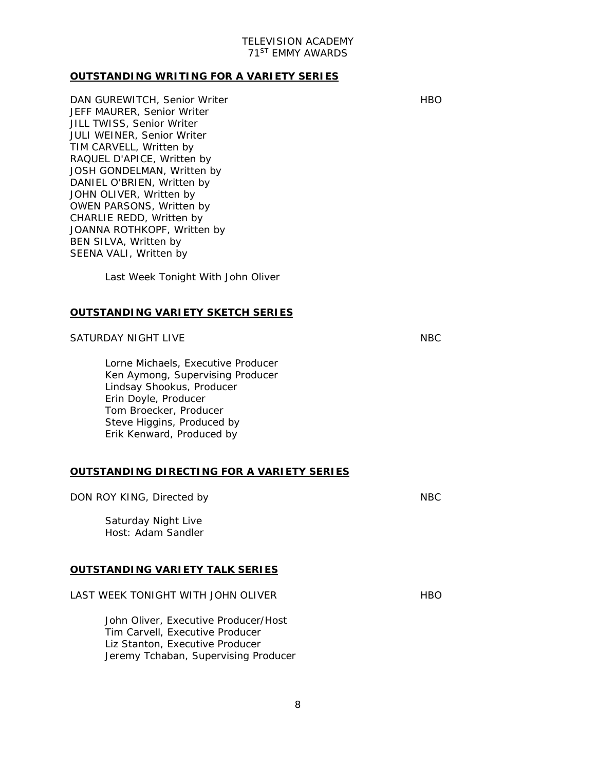## OUTSTANDING WRITING FOR A VARIETY SERIES

DAN GUREWITCH, Senior Writer — HBO
JEFF MAURER, Senior Writer
JILL TWISS, Senior Writer
JULI WEINER, Senior Writer
TIM CARVELL, Written by
RAQUEL D'APICE, Written by
JOSH GONDELMAN, Written by
DANIEL O'BRIEN, Written by
JOHN OLIVER, Written by
OWEN PARSONS, Written by
CHARLIE REDD, Written by
JOANNA ROTHKOPF, Written by
BEN SILVA, Written by
SEENA VALI, Written by

Last Week Tonight With John Oliver

## OUTSTANDING VARIETY SKETCH SERIES

SATURDAY NIGHT LIVE — NBC

Lorne Michaels, Executive Producer
Ken Aymong, Supervising Producer
Lindsay Shookus, Producer
Erin Doyle, Producer
Tom Broecker, Producer
Steve Higgins, Produced by
Erik Kenward, Produced by

## OUTSTANDING DIRECTING FOR A VARIETY SERIES

DON ROY KING, Directed by — NBC

Saturday Night Live
Host: Adam Sandler

## OUTSTANDING VARIETY TALK SERIES

LAST WEEK TONIGHT WITH JOHN OLIVER — HBO

John Oliver, Executive Producer/Host
Tim Carvell, Executive Producer
Liz Stanton, Executive Producer
Jeremy Tchaban, Supervising Producer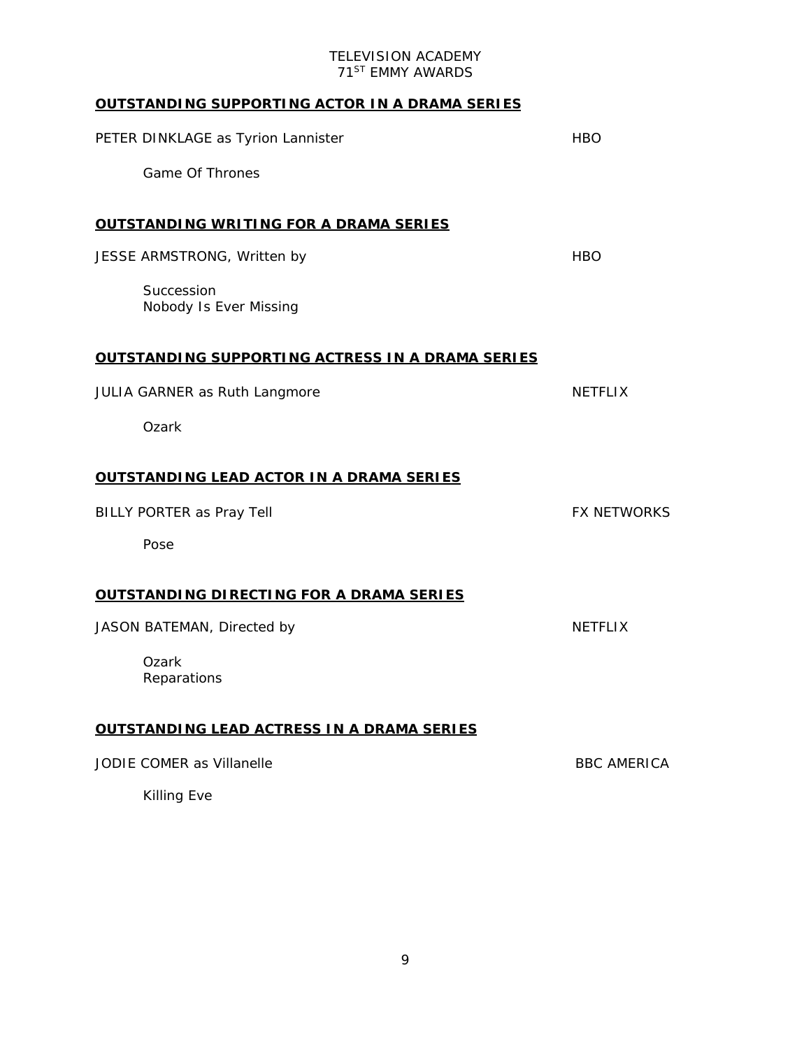TELEVISION ACADEMY
71ST EMMY AWARDS

**OUTSTANDING SUPPORTING ACTOR IN A DRAMA SERIES**

PETER DINKLAGE as Tyrion Lannister — HBO

Game Of Thrones

**OUTSTANDING WRITING FOR A DRAMA SERIES**

JESSE ARMSTRONG, Written by — HBO

Succession
Nobody Is Ever Missing

**OUTSTANDING SUPPORTING ACTRESS IN A DRAMA SERIES**

JULIA GARNER as Ruth Langmore — NETFLIX

Ozark

**OUTSTANDING LEAD ACTOR IN A DRAMA SERIES**

BILLY PORTER as Pray Tell — FX NETWORKS

Pose

**OUTSTANDING DIRECTING FOR A DRAMA SERIES**

JASON BATEMAN, Directed by — NETFLIX

Ozark
Reparations

**OUTSTANDING LEAD ACTRESS IN A DRAMA SERIES**

JODIE COMER as Villanelle — BBC AMERICA

Killing Eve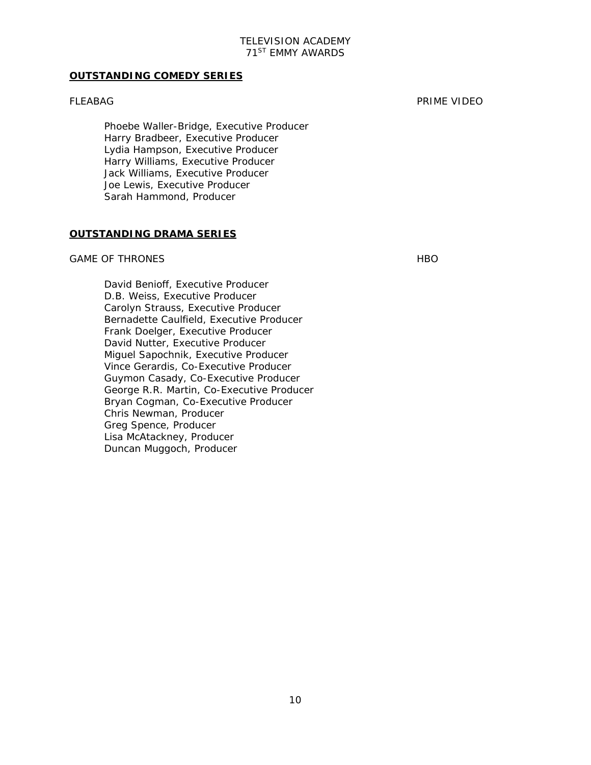TELEVISION ACADEMY
71ST EMMY AWARDS

## OUTSTANDING COMEDY SERIES

FLEABAG — PRIME VIDEO

Phoebe Waller-Bridge, Executive Producer
Harry Bradbeer, Executive Producer
Lydia Hampson, Executive Producer
Harry Williams, Executive Producer
Jack Williams, Executive Producer
Joe Lewis, Executive Producer
Sarah Hammond, Producer

## OUTSTANDING DRAMA SERIES

GAME OF THRONES — HBO

David Benioff, Executive Producer
D.B. Weiss, Executive Producer
Carolyn Strauss, Executive Producer
Bernadette Caulfield, Executive Producer
Frank Doelger, Executive Producer
David Nutter, Executive Producer
Miguel Sapochnik, Executive Producer
Vince Gerardis, Co-Executive Producer
Guymon Casady, Co-Executive Producer
George R.R. Martin, Co-Executive Producer
Bryan Cogman, Co-Executive Producer
Chris Newman, Producer
Greg Spence, Producer
Lisa McAtackney, Producer
Duncan Muggoch, Producer